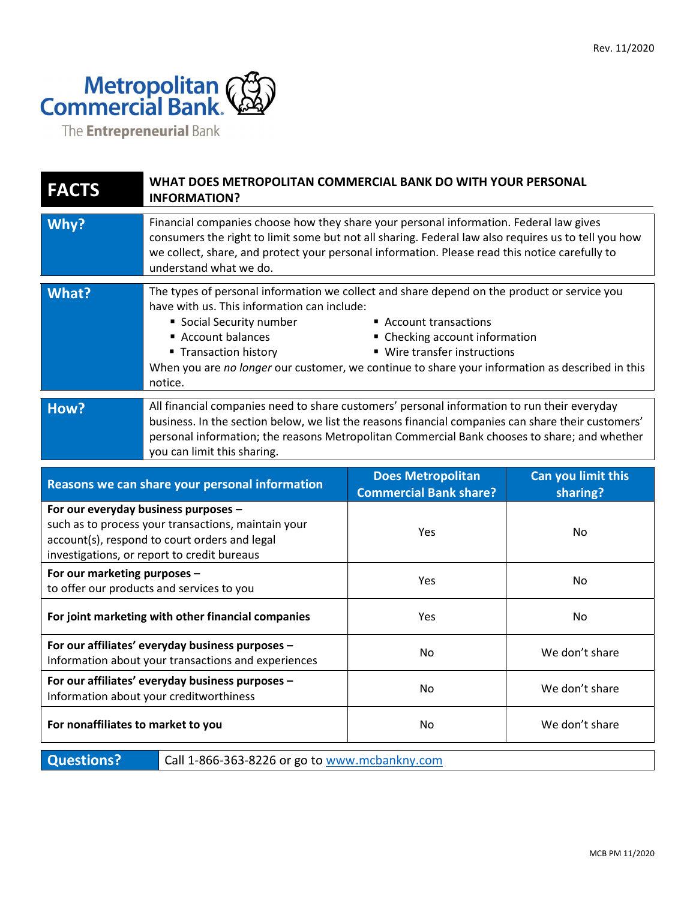Rev. 11/2020

Metropolitan Commercial Bank
The Entrepreneurial Bank

| **FACTS** | **WHAT DOES METROPOLITAN COMMERCIAL BANK DO WITH YOUR PERSONAL INFORMATION?** |
|---|---|
| **Why?** | Financial companies choose how they share your personal information. Federal law gives consumers the right to limit some but not all sharing. Federal law also requires us to tell you how we collect, share, and protect your personal information. Please read this notice carefully to understand what we do. |
| **What?** | The types of personal information we collect and share depend on the product or service you have with us. This information can include: <br>▪ Social Security number <br>▪ Account balances <br>▪ Transaction history <br>▪ Account transactions <br>▪ Checking account information <br>▪ Wire transfer instructions <br>When you are *no longer* our customer, we continue to share your information as described in this notice. |
| **How?** | All financial companies need to share customers' personal information to run their everyday business. In the section below, we list the reasons financial companies can share their customers' personal information; the reasons Metropolitan Commercial Bank chooses to share; and whether you can limit this sharing. |

| Reasons we can share your personal information | Does Metropolitan Commercial Bank share? | Can you limit this sharing? |
|---|---|---|
| **For our everyday business purposes –** such as to process your transactions, maintain your account(s), respond to court orders and legal investigations, or report to credit bureaus | Yes | No |
| **For our marketing purposes –** to offer our products and services to you | Yes | No |
| **For joint marketing with other financial companies** | Yes | No |
| **For our affiliates' everyday business purposes –** Information about your transactions and experiences | No | We don't share |
| **For our affiliates' everyday business purposes –** Information about your creditworthiness | No | We don't share |
| **For nonaffiliates to market to you** | No | We don't share |

| **Questions?** | Call 1-866-363-8226 or go to [www.mcbankny.com](http://www.mcbankny.com) |
|---|---|

MCB PM 11/2020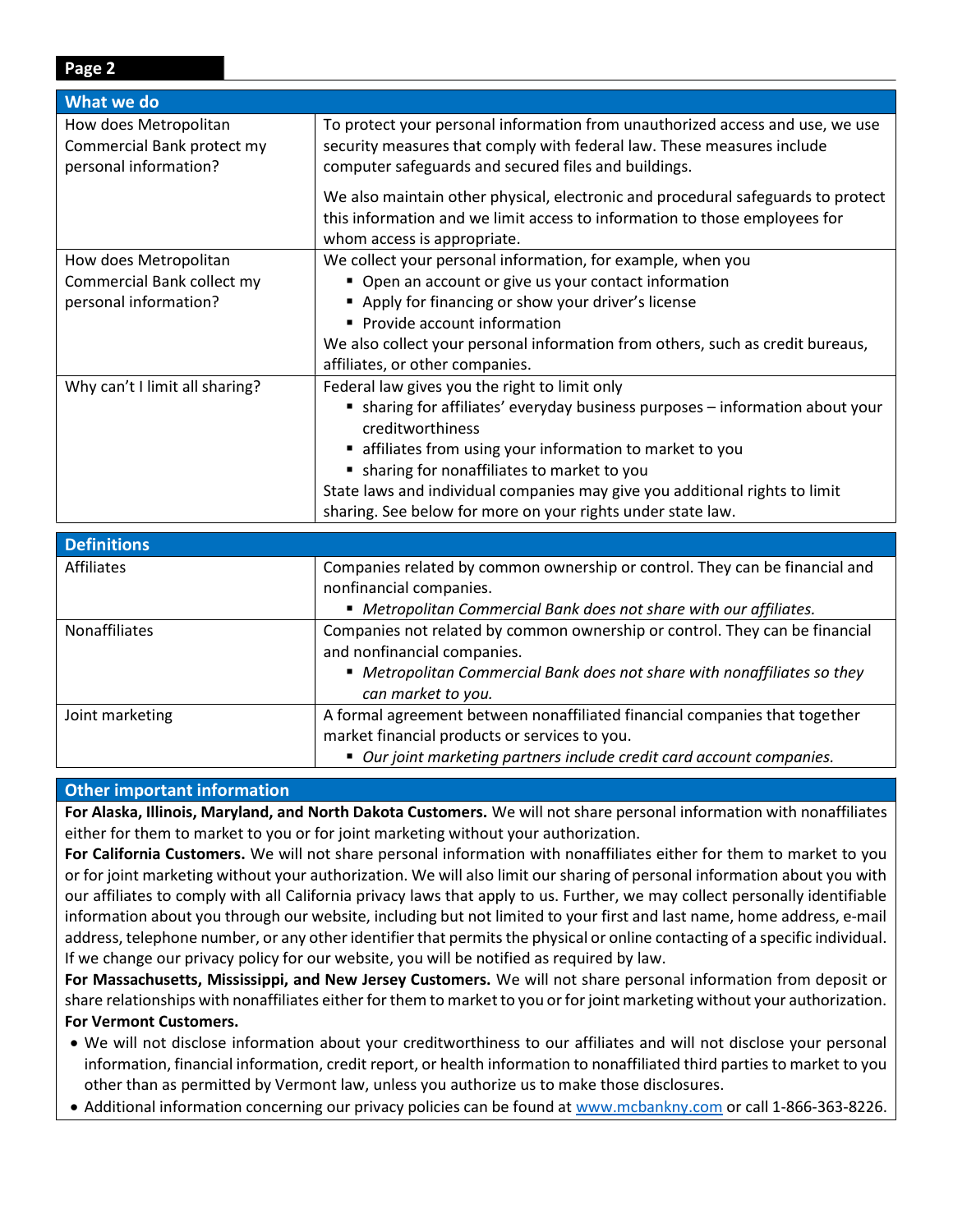| What we do | |
|---|---|
| How does Metropolitan Commercial Bank protect my personal information? | To protect your personal information from unauthorized access and use, we use security measures that comply with federal law. These measures include computer safeguards and secured files and buildings.<br><br>We also maintain other physical, electronic and procedural safeguards to protect this information and we limit access to information to those employees for whom access is appropriate. |
| How does Metropolitan Commercial Bank collect my personal information? | We collect your personal information, for example, when you<br>▪ Open an account or give us your contact information<br>▪ Apply for financing or show your driver's license<br>▪ Provide account information<br>We also collect your personal information from others, such as credit bureaus, affiliates, or other companies. |
| Why can't I limit all sharing? | Federal law gives you the right to limit only<br>▪ sharing for affiliates' everyday business purposes – information about your creditworthiness<br>▪ affiliates from using your information to market to you<br>▪ sharing for nonaffiliates to market to you<br>State laws and individual companies may give you additional rights to limit sharing. See below for more on your rights under state law. |

| Definitions | |
|---|---|
| Affiliates | Companies related by common ownership or control. They can be financial and nonfinancial companies.<br>▪ *Metropolitan Commercial Bank does not share with our affiliates.* |
| Nonaffiliates | Companies not related by common ownership or control. They can be financial and nonfinancial companies.<br>▪ *Metropolitan Commercial Bank does not share with nonaffiliates so they can market to you.* |
| Joint marketing | A formal agreement between nonaffiliated financial companies that together market financial products or services to you.<br>▪ *Our joint marketing partners include credit card account companies.* |

## Other important information

**For Alaska, Illinois, Maryland, and North Dakota Customers.** We will not share personal information with nonaffiliates either for them to market to you or for joint marketing without your authorization.

**For California Customers.** We will not share personal information with nonaffiliates either for them to market to you or for joint marketing without your authorization. We will also limit our sharing of personal information about you with our affiliates to comply with all California privacy laws that apply to us. Further, we may collect personally identifiable information about you through our website, including but not limited to your first and last name, home address, e-mail address, telephone number, or any other identifier that permits the physical or online contacting of a specific individual. If we change our privacy policy for our website, you will be notified as required by law.

**For Massachusetts, Mississippi, and New Jersey Customers.** We will not share personal information from deposit or share relationships with nonaffiliates either for them to market to you or for joint marketing without your authorization.

**For Vermont Customers.**

- We will not disclose information about your creditworthiness to our affiliates and will not disclose your personal information, financial information, credit report, or health information to nonaffiliated third parties to market to you other than as permitted by Vermont law, unless you authorize us to make those disclosures.
- Additional information concerning our privacy policies can be found at www.mcbankny.com or call 1-866-363-8226.